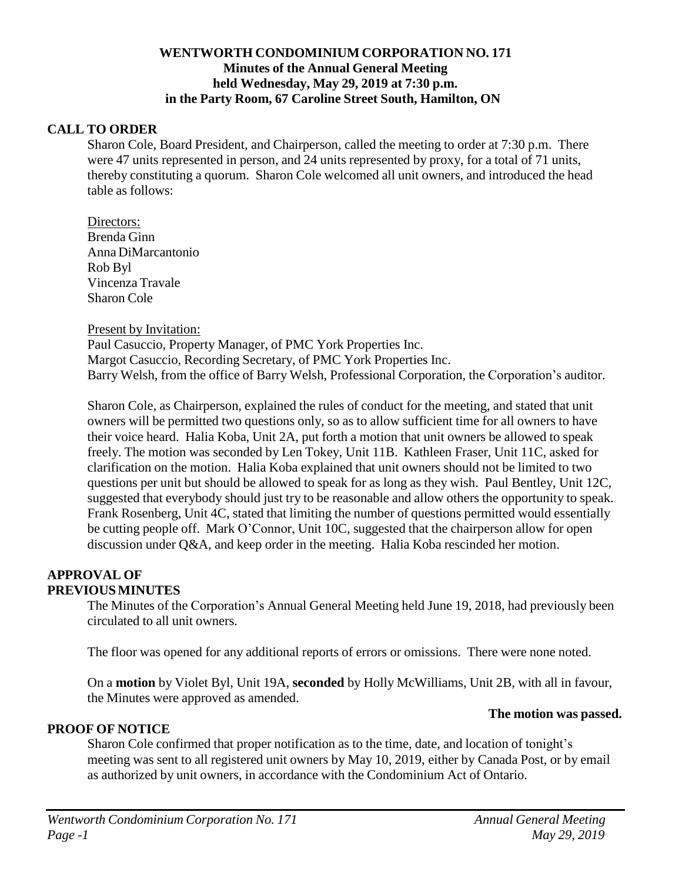# WENTWORTH CONDOMINIUM CORPORATION NO. 171

**Minutes of the Annual General Meeting**
**held Wednesday, May 29, 2019 at 7:30 p.m.**
**in the Party Room, 67 Caroline Street South, Hamilton, ON**

## CALL TO ORDER

Sharon Cole, Board President, and Chairperson, called the meeting to order at 7:30 p.m. There were 47 units represented in person, and 24 units represented by proxy, for a total of 71 units, thereby constituting a quorum. Sharon Cole welcomed all unit owners, and introduced the head table as follows:

Directors:
Brenda Ginn
Anna DiMarcantonio
Rob Byl
Vincenza Travale
Sharon Cole

Present by Invitation:
Paul Casuccio, Property Manager, of PMC York Properties Inc.
Margot Casuccio, Recording Secretary, of PMC York Properties Inc.
Barry Welsh, from the office of Barry Welsh, Professional Corporation, the Corporation's auditor.

Sharon Cole, as Chairperson, explained the rules of conduct for the meeting, and stated that unit owners will be permitted two questions only, so as to allow sufficient time for all owners to have their voice heard. Halia Koba, Unit 2A, put forth a motion that unit owners be allowed to speak freely. The motion was seconded by Len Tokey, Unit 11B. Kathleen Fraser, Unit 11C, asked for clarification on the motion. Halia Koba explained that unit owners should not be limited to two questions per unit but should be allowed to speak for as long as they wish. Paul Bentley, Unit 12C, suggested that everybody should just try to be reasonable and allow others the opportunity to speak. Frank Rosenberg, Unit 4C, stated that limiting the number of questions permitted would essentially be cutting people off. Mark O'Connor, Unit 10C, suggested that the chairperson allow for open discussion under Q&A, and keep order in the meeting. Halia Koba rescinded her motion.

## APPROVAL OF PREVIOUS MINUTES

The Minutes of the Corporation's Annual General Meeting held June 19, 2018, had previously been circulated to all unit owners.

The floor was opened for any additional reports of errors or omissions. There were none noted.

On a **motion** by Violet Byl, Unit 19A, **seconded** by Holly McWilliams, Unit 2B, with all in favour, the Minutes were approved as amended.

**The motion was passed.**

## PROOF OF NOTICE

Sharon Cole confirmed that proper notification as to the time, date, and location of tonight's meeting was sent to all registered unit owners by May 10, 2019, either by Canada Post, or by email as authorized by unit owners, in accordance with the Condominium Act of Ontario.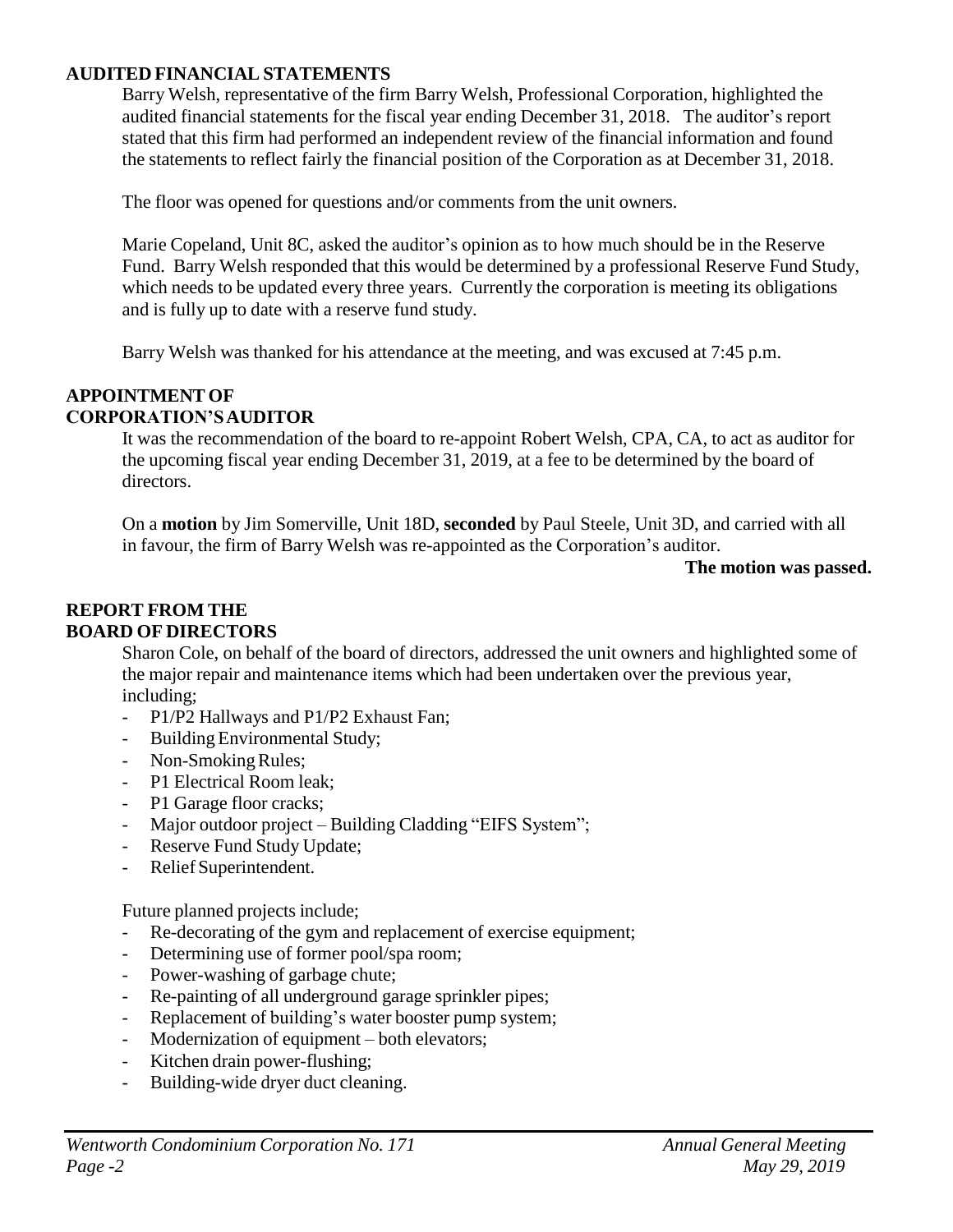## AUDITED FINANCIAL STATEMENTS

Barry Welsh, representative of the firm Barry Welsh, Professional Corporation, highlighted the audited financial statements for the fiscal year ending December 31, 2018. The auditor's report stated that this firm had performed an independent review of the financial information and found the statements to reflect fairly the financial position of the Corporation as at December 31, 2018.

The floor was opened for questions and/or comments from the unit owners.

Marie Copeland, Unit 8C, asked the auditor's opinion as to how much should be in the Reserve Fund. Barry Welsh responded that this would be determined by a professional Reserve Fund Study, which needs to be updated every three years. Currently the corporation is meeting its obligations and is fully up to date with a reserve fund study.

Barry Welsh was thanked for his attendance at the meeting, and was excused at 7:45 p.m.

## APPOINTMENT OF CORPORATION'S AUDITOR

It was the recommendation of the board to re-appoint Robert Welsh, CPA, CA, to act as auditor for the upcoming fiscal year ending December 31, 2019, at a fee to be determined by the board of directors.

On a **motion** by Jim Somerville, Unit 18D, **seconded** by Paul Steele, Unit 3D, and carried with all in favour, the firm of Barry Welsh was re-appointed as the Corporation's auditor.

**The motion was passed.**

## REPORT FROM THE BOARD OF DIRECTORS

Sharon Cole, on behalf of the board of directors, addressed the unit owners and highlighted some of the major repair and maintenance items which had been undertaken over the previous year, including;

- P1/P2 Hallways and P1/P2 Exhaust Fan;
- Building Environmental Study;
- Non-Smoking Rules;
- P1 Electrical Room leak;
- P1 Garage floor cracks;
- Major outdoor project – Building Cladding "EIFS System";
- Reserve Fund Study Update;
- Relief Superintendent.

Future planned projects include;

- Re-decorating of the gym and replacement of exercise equipment;
- Determining use of former pool/spa room;
- Power-washing of garbage chute;
- Re-painting of all underground garage sprinkler pipes;
- Replacement of building's water booster pump system;
- Modernization of equipment – both elevators;
- Kitchen drain power-flushing;
- Building-wide dryer duct cleaning.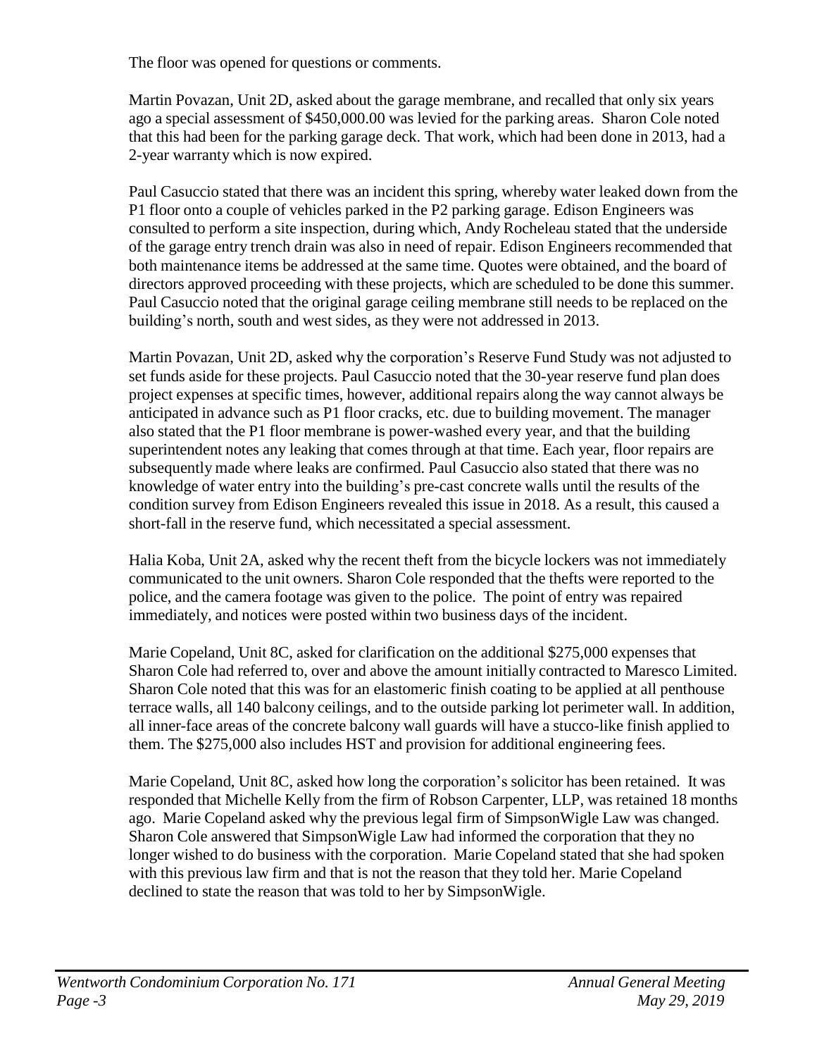The floor was opened for questions or comments.

Martin Povazan, Unit 2D, asked about the garage membrane, and recalled that only six years ago a special assessment of $450,000.00 was levied for the parking areas. Sharon Cole noted that this had been for the parking garage deck. That work, which had been done in 2013, had a 2-year warranty which is now expired.

Paul Casuccio stated that there was an incident this spring, whereby water leaked down from the P1 floor onto a couple of vehicles parked in the P2 parking garage. Edison Engineers was consulted to perform a site inspection, during which, Andy Rocheleau stated that the underside of the garage entry trench drain was also in need of repair. Edison Engineers recommended that both maintenance items be addressed at the same time. Quotes were obtained, and the board of directors approved proceeding with these projects, which are scheduled to be done this summer. Paul Casuccio noted that the original garage ceiling membrane still needs to be replaced on the building's north, south and west sides, as they were not addressed in 2013.

Martin Povazan, Unit 2D, asked why the corporation's Reserve Fund Study was not adjusted to set funds aside for these projects. Paul Casuccio noted that the 30-year reserve fund plan does project expenses at specific times, however, additional repairs along the way cannot always be anticipated in advance such as P1 floor cracks, etc. due to building movement. The manager also stated that the P1 floor membrane is power-washed every year, and that the building superintendent notes any leaking that comes through at that time. Each year, floor repairs are subsequently made where leaks are confirmed. Paul Casuccio also stated that there was no knowledge of water entry into the building's pre-cast concrete walls until the results of the condition survey from Edison Engineers revealed this issue in 2018. As a result, this caused a short-fall in the reserve fund, which necessitated a special assessment.

Halia Koba, Unit 2A, asked why the recent theft from the bicycle lockers was not immediately communicated to the unit owners. Sharon Cole responded that the thefts were reported to the police, and the camera footage was given to the police. The point of entry was repaired immediately, and notices were posted within two business days of the incident.

Marie Copeland, Unit 8C, asked for clarification on the additional $275,000 expenses that Sharon Cole had referred to, over and above the amount initially contracted to Maresco Limited. Sharon Cole noted that this was for an elastomeric finish coating to be applied at all penthouse terrace walls, all 140 balcony ceilings, and to the outside parking lot perimeter wall. In addition, all inner-face areas of the concrete balcony wall guards will have a stucco-like finish applied to them. The $275,000 also includes HST and provision for additional engineering fees.

Marie Copeland, Unit 8C, asked how long the corporation's solicitor has been retained. It was responded that Michelle Kelly from the firm of Robson Carpenter, LLP, was retained 18 months ago. Marie Copeland asked why the previous legal firm of SimpsonWigle Law was changed. Sharon Cole answered that SimpsonWigle Law had informed the corporation that they no longer wished to do business with the corporation. Marie Copeland stated that she had spoken with this previous law firm and that is not the reason that they told her. Marie Copeland declined to state the reason that was told to her by SimpsonWigle.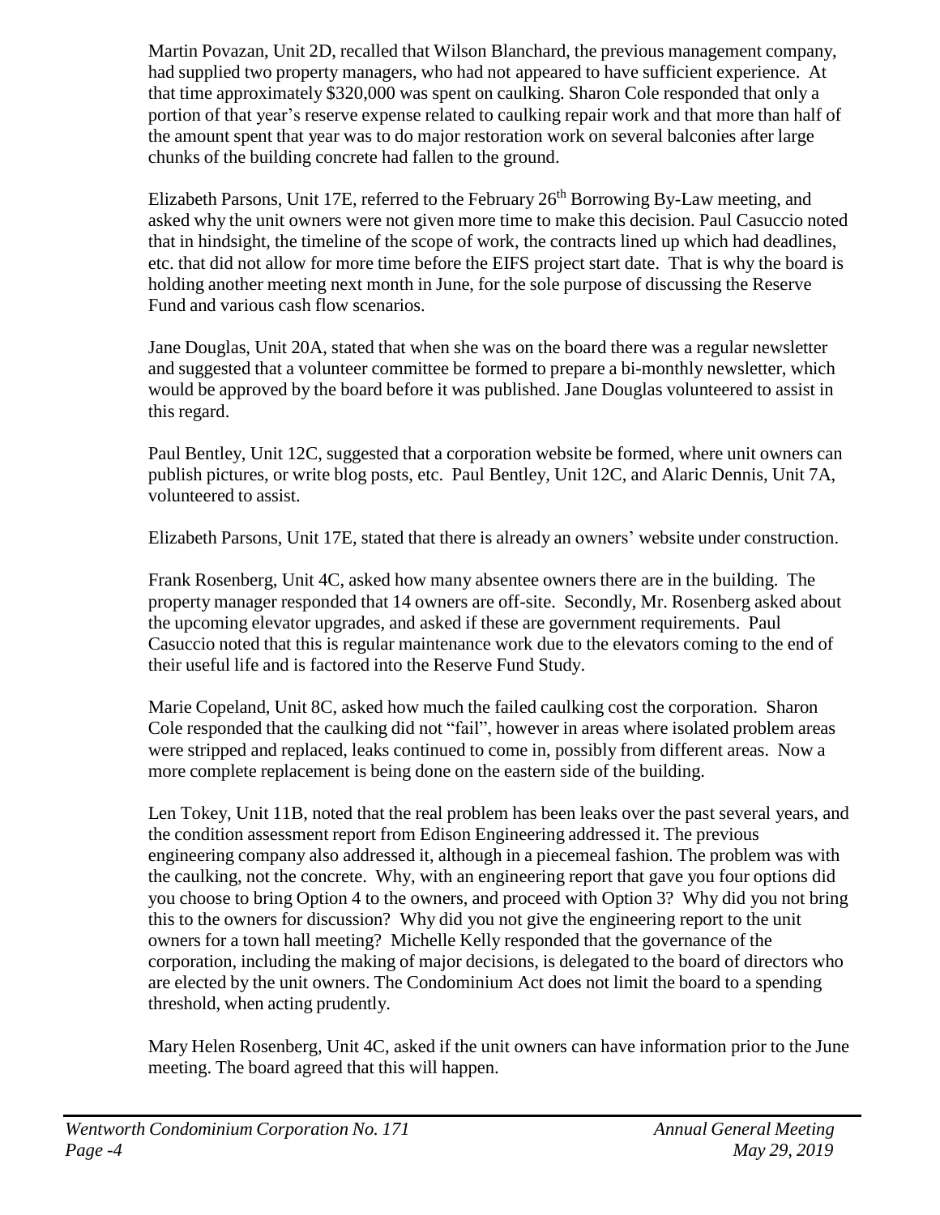Martin Povazan, Unit 2D, recalled that Wilson Blanchard, the previous management company, had supplied two property managers, who had not appeared to have sufficient experience. At that time approximately $320,000 was spent on caulking. Sharon Cole responded that only a portion of that year's reserve expense related to caulking repair work and that more than half of the amount spent that year was to do major restoration work on several balconies after large chunks of the building concrete had fallen to the ground.

Elizabeth Parsons, Unit 17E, referred to the February 26th Borrowing By-Law meeting, and asked why the unit owners were not given more time to make this decision. Paul Casuccio noted that in hindsight, the timeline of the scope of work, the contracts lined up which had deadlines, etc. that did not allow for more time before the EIFS project start date. That is why the board is holding another meeting next month in June, for the sole purpose of discussing the Reserve Fund and various cash flow scenarios.

Jane Douglas, Unit 20A, stated that when she was on the board there was a regular newsletter and suggested that a volunteer committee be formed to prepare a bi-monthly newsletter, which would be approved by the board before it was published. Jane Douglas volunteered to assist in this regard.

Paul Bentley, Unit 12C, suggested that a corporation website be formed, where unit owners can publish pictures, or write blog posts, etc. Paul Bentley, Unit 12C, and Alaric Dennis, Unit 7A, volunteered to assist.

Elizabeth Parsons, Unit 17E, stated that there is already an owners' website under construction.

Frank Rosenberg, Unit 4C, asked how many absentee owners there are in the building. The property manager responded that 14 owners are off-site. Secondly, Mr. Rosenberg asked about the upcoming elevator upgrades, and asked if these are government requirements. Paul Casuccio noted that this is regular maintenance work due to the elevators coming to the end of their useful life and is factored into the Reserve Fund Study.

Marie Copeland, Unit 8C, asked how much the failed caulking cost the corporation. Sharon Cole responded that the caulking did not "fail", however in areas where isolated problem areas were stripped and replaced, leaks continued to come in, possibly from different areas. Now a more complete replacement is being done on the eastern side of the building.

Len Tokey, Unit 11B, noted that the real problem has been leaks over the past several years, and the condition assessment report from Edison Engineering addressed it. The previous engineering company also addressed it, although in a piecemeal fashion. The problem was with the caulking, not the concrete. Why, with an engineering report that gave you four options did you choose to bring Option 4 to the owners, and proceed with Option 3? Why did you not bring this to the owners for discussion? Why did you not give the engineering report to the unit owners for a town hall meeting? Michelle Kelly responded that the governance of the corporation, including the making of major decisions, is delegated to the board of directors who are elected by the unit owners. The Condominium Act does not limit the board to a spending threshold, when acting prudently.

Mary Helen Rosenberg, Unit 4C, asked if the unit owners can have information prior to the June meeting. The board agreed that this will happen.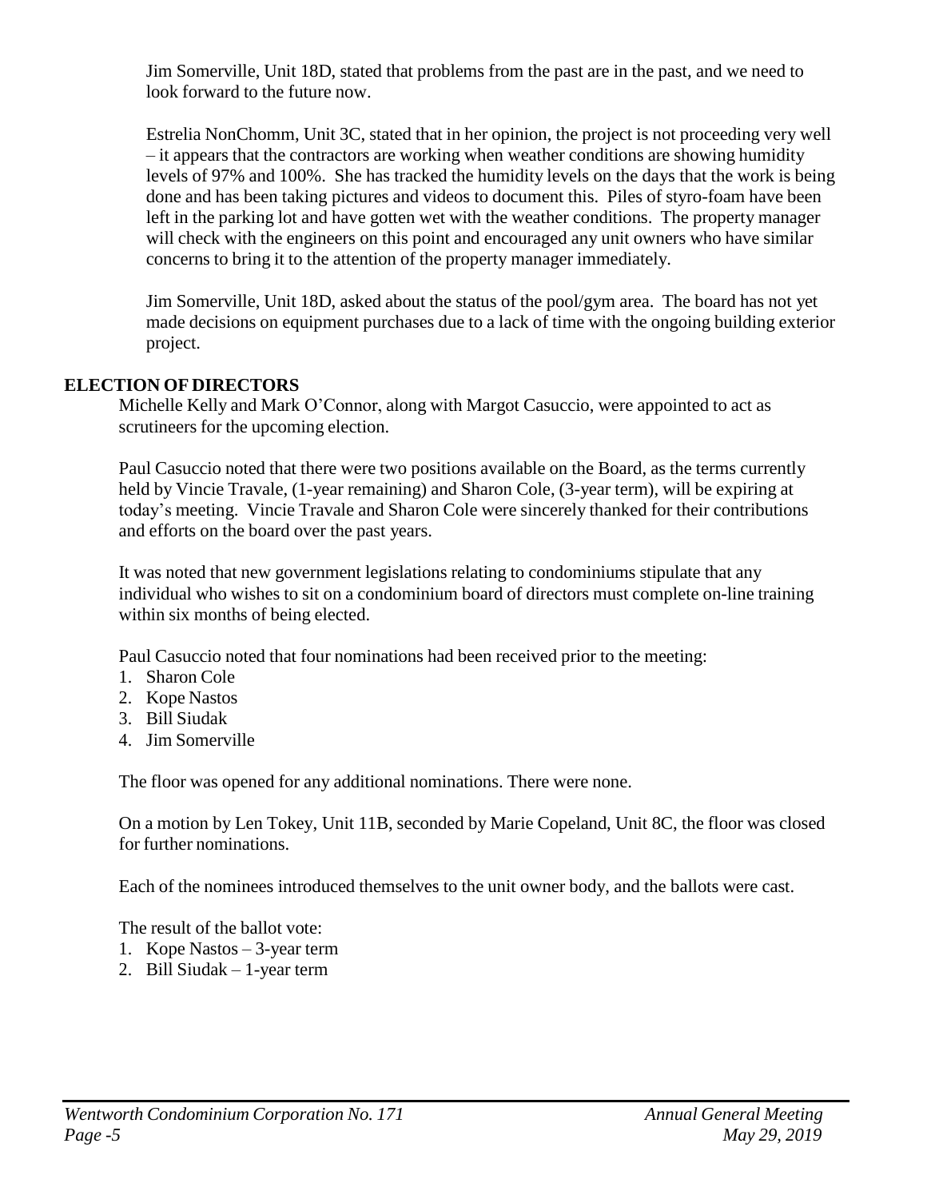Jim Somerville, Unit 18D, stated that problems from the past are in the past, and we need to look forward to the future now.

Estrelia NonChomm, Unit 3C, stated that in her opinion, the project is not proceeding very well – it appears that the contractors are working when weather conditions are showing humidity levels of 97% and 100%. She has tracked the humidity levels on the days that the work is being done and has been taking pictures and videos to document this. Piles of styro-foam have been left in the parking lot and have gotten wet with the weather conditions. The property manager will check with the engineers on this point and encouraged any unit owners who have similar concerns to bring it to the attention of the property manager immediately.

Jim Somerville, Unit 18D, asked about the status of the pool/gym area. The board has not yet made decisions on equipment purchases due to a lack of time with the ongoing building exterior project.

**ELECTION OF DIRECTORS**

Michelle Kelly and Mark O'Connor, along with Margot Casuccio, were appointed to act as scrutineers for the upcoming election.

Paul Casuccio noted that there were two positions available on the Board, as the terms currently held by Vincie Travale, (1-year remaining) and Sharon Cole, (3-year term), will be expiring at today's meeting. Vincie Travale and Sharon Cole were sincerely thanked for their contributions and efforts on the board over the past years.

It was noted that new government legislations relating to condominiums stipulate that any individual who wishes to sit on a condominium board of directors must complete on-line training within six months of being elected.

Paul Casuccio noted that four nominations had been received prior to the meeting:

1. Sharon Cole
2. Kope Nastos
3. Bill Siudak
4. Jim Somerville

The floor was opened for any additional nominations. There were none.

On a motion by Len Tokey, Unit 11B, seconded by Marie Copeland, Unit 8C, the floor was closed for further nominations.

Each of the nominees introduced themselves to the unit owner body, and the ballots were cast.

The result of the ballot vote:

1. Kope Nastos – 3-year term
2. Bill Siudak – 1-year term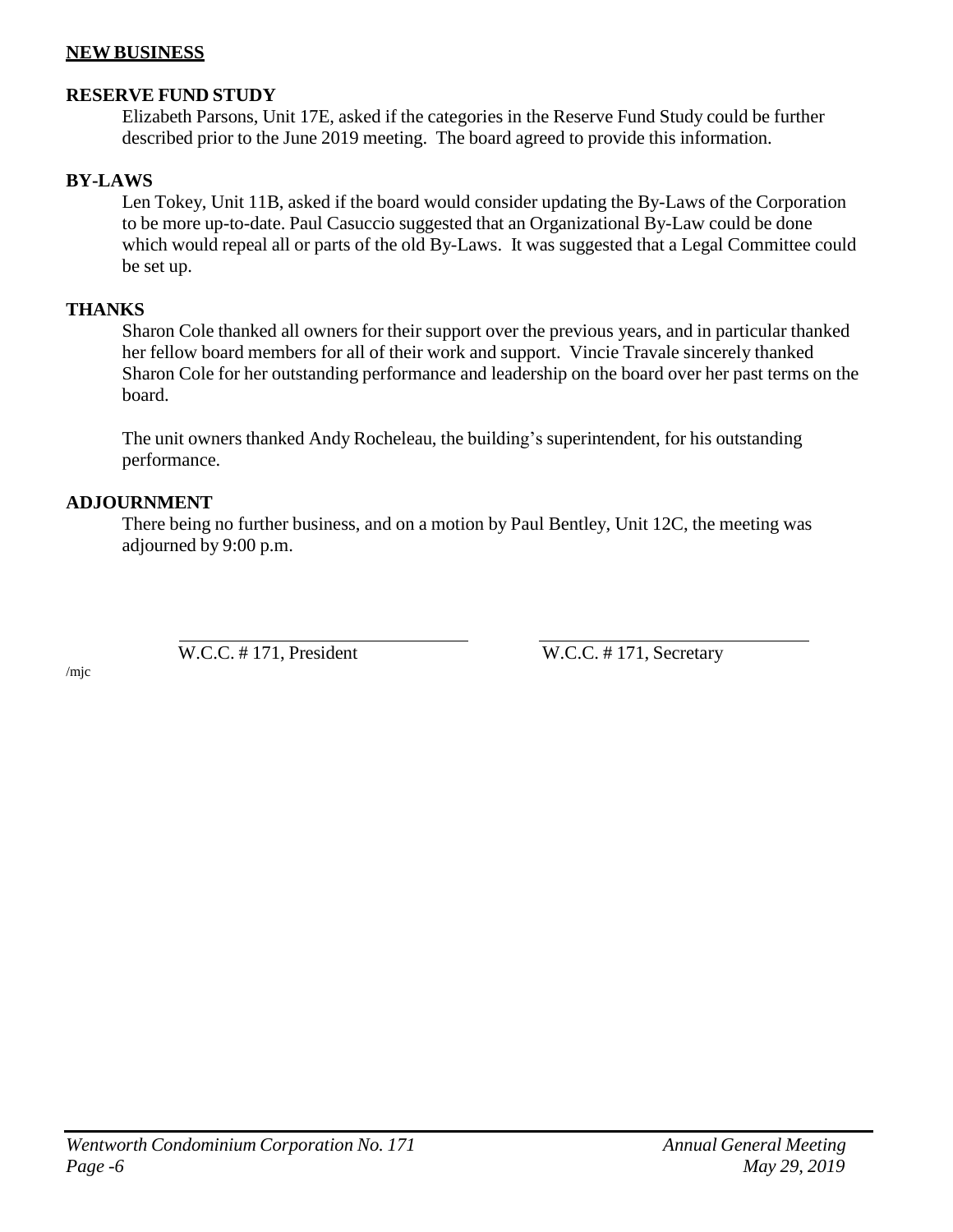## NEW BUSINESS

### RESERVE FUND STUDY

Elizabeth Parsons, Unit 17E, asked if the categories in the Reserve Fund Study could be further described prior to the June 2019 meeting. The board agreed to provide this information.

### BY-LAWS

Len Tokey, Unit 11B, asked if the board would consider updating the By-Laws of the Corporation to be more up-to-date. Paul Casuccio suggested that an Organizational By-Law could be done which would repeal all or parts of the old By-Laws. It was suggested that a Legal Committee could be set up.

### THANKS

Sharon Cole thanked all owners for their support over the previous years, and in particular thanked her fellow board members for all of their work and support. Vincie Travale sincerely thanked Sharon Cole for her outstanding performance and leadership on the board over her past terms on the board.

The unit owners thanked Andy Rocheleau, the building's superintendent, for his outstanding performance.

### ADJOURNMENT

There being no further business, and on a motion by Paul Bentley, Unit 12C, the meeting was adjourned by 9:00 p.m.

W.C.C. # 171, President

W.C.C. # 171, Secretary

/mjc